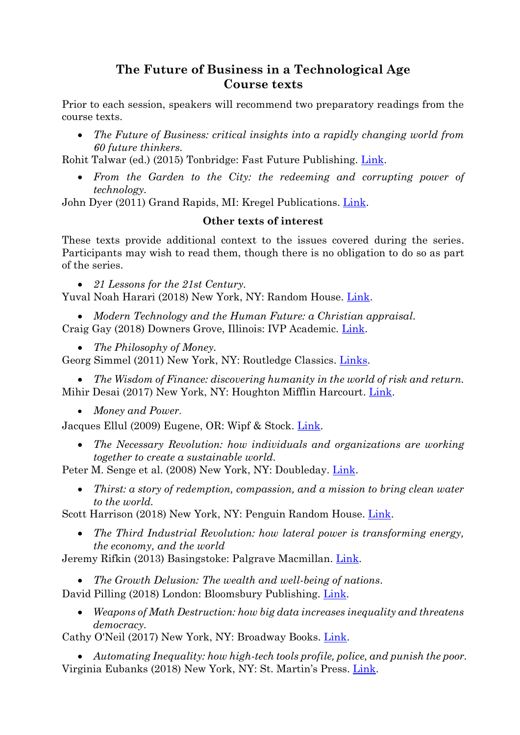# The Future of Business in a Technological Age
# Course texts

Prior to each session, speakers will recommend two preparatory readings from the course texts.

- *The Future of Business: critical insights into a rapidly changing world from 60 future thinkers.*

Rohit Talwar (ed.) (2015) Tonbridge: Fast Future Publishing. Link.

- *From the Garden to the City: the redeeming and corrupting power of technology.*

John Dyer (2011) Grand Rapids, MI: Kregel Publications. Link.

## Other texts of interest

These texts provide additional context to the issues covered during the series. Participants may wish to read them, though there is no obligation to do so as part of the series.

- *21 Lessons for the 21st Century.*

Yuval Noah Harari (2018) New York, NY: Random House. Link.

- *Modern Technology and the Human Future: a Christian appraisal.*

Craig Gay (2018) Downers Grove, Illinois: IVP Academic. Link.

- *The Philosophy of Money.*

Georg Simmel (2011) New York, NY: Routledge Classics. Links.

- *The Wisdom of Finance: discovering humanity in the world of risk and return.*

Mihir Desai (2017) New York, NY: Houghton Mifflin Harcourt. Link.

- *Money and Power.*

Jacques Ellul (2009) Eugene, OR: Wipf & Stock. Link.

- *The Necessary Revolution: how individuals and organizations are working together to create a sustainable world.*

Peter M. Senge et al. (2008) New York, NY: Doubleday. Link.

- *Thirst: a story of redemption, compassion, and a mission to bring clean water to the world.*

Scott Harrison (2018) New York, NY: Penguin Random House. Link.

- *The Third Industrial Revolution: how lateral power is transforming energy, the economy, and the world*

Jeremy Rifkin (2013) Basingstoke: Palgrave Macmillan. Link.

- *The Growth Delusion: The wealth and well-being of nations.*

David Pilling (2018) London: Bloomsbury Publishing. Link.

- *Weapons of Math Destruction: how big data increases inequality and threatens democracy.*

Cathy O'Neil (2017) New York, NY: Broadway Books. Link.

- *Automating Inequality: how high-tech tools profile, police, and punish the poor.*

Virginia Eubanks (2018) New York, NY: St. Martin's Press. Link.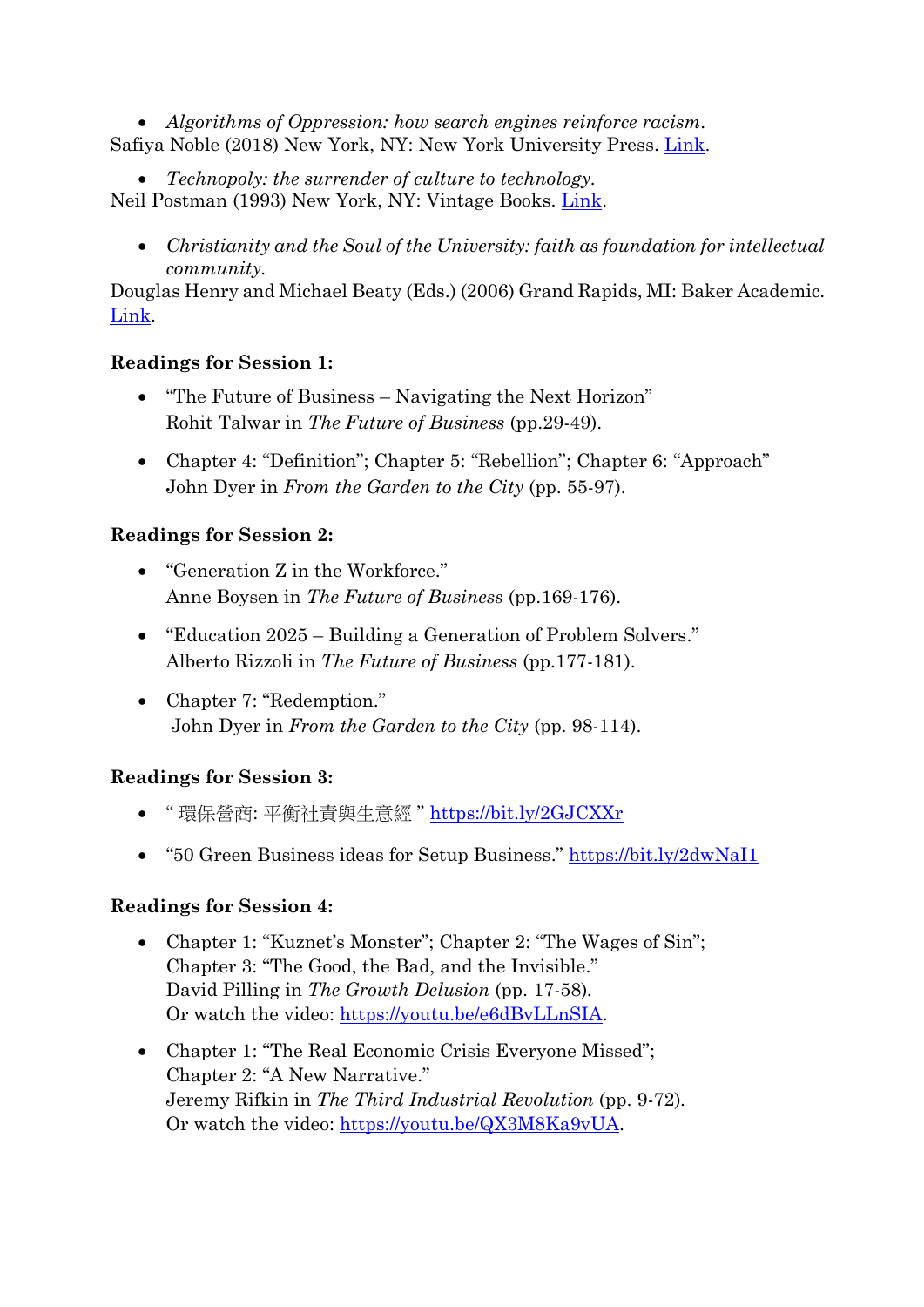- *Algorithms of Oppression: how search engines reinforce racism.*

Safiya Noble (2018) New York, NY: New York University Press. Link.

- *Technopoly: the surrender of culture to technology.*

Neil Postman (1993) New York, NY: Vintage Books. Link.

- *Christianity and the Soul of the University: faith as foundation for intellectual community.*

Douglas Henry and Michael Beaty (Eds.) (2006) Grand Rapids, MI: Baker Academic. Link.

**Readings for Session 1:**

- "The Future of Business – Navigating the Next Horizon"
  Rohit Talwar in *The Future of Business* (pp.29-49).
- Chapter 4: "Definition"; Chapter 5: "Rebellion"; Chapter 6: "Approach"
  John Dyer in *From the Garden to the City* (pp. 55-97).

**Readings for Session 2:**

- "Generation Z in the Workforce."
  Anne Boysen in *The Future of Business* (pp.169-176).
- "Education 2025 – Building a Generation of Problem Solvers."
  Alberto Rizzoli in *The Future of Business* (pp.177-181).
- Chapter 7: "Redemption."
  John Dyer in *From the Garden to the City* (pp. 98-114).

**Readings for Session 3:**

- " 環保營商: 平衡社責與生意經 " https://bit.ly/2GJCXXr
- "50 Green Business ideas for Setup Business." https://bit.ly/2dwNaI1

**Readings for Session 4:**

- Chapter 1: "Kuznet's Monster"; Chapter 2: "The Wages of Sin";
  Chapter 3: "The Good, the Bad, and the Invisible."
  David Pilling in *The Growth Delusion* (pp. 17-58).
  Or watch the video: https://youtu.be/e6dBvLLnSIA.
- Chapter 1: "The Real Economic Crisis Everyone Missed";
  Chapter 2: "A New Narrative."
  Jeremy Rifkin in *The Third Industrial Revolution* (pp. 9-72).
  Or watch the video: https://youtu.be/QX3M8Ka9vUA.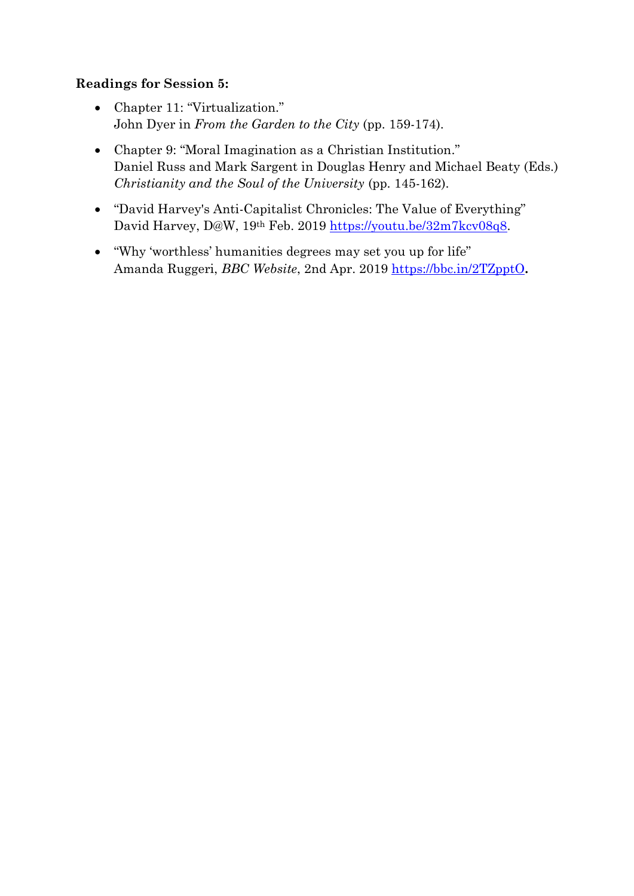**Readings for Session 5:**

- Chapter 11: "Virtualization."
  John Dyer in *From the Garden to the City* (pp. 159-174).
- Chapter 9: "Moral Imagination as a Christian Institution."
  Daniel Russ and Mark Sargent in Douglas Henry and Michael Beaty (Eds.) *Christianity and the Soul of the University* (pp. 145-162).
- "David Harvey's Anti-Capitalist Chronicles: The Value of Everything"
  David Harvey, D@W, 19th Feb. 2019 https://youtu.be/32m7kcv08q8.
- "Why 'worthless' humanities degrees may set you up for life"
  Amanda Ruggeri, *BBC Website*, 2nd Apr. 2019 https://bbc.in/2TZpptO**.**